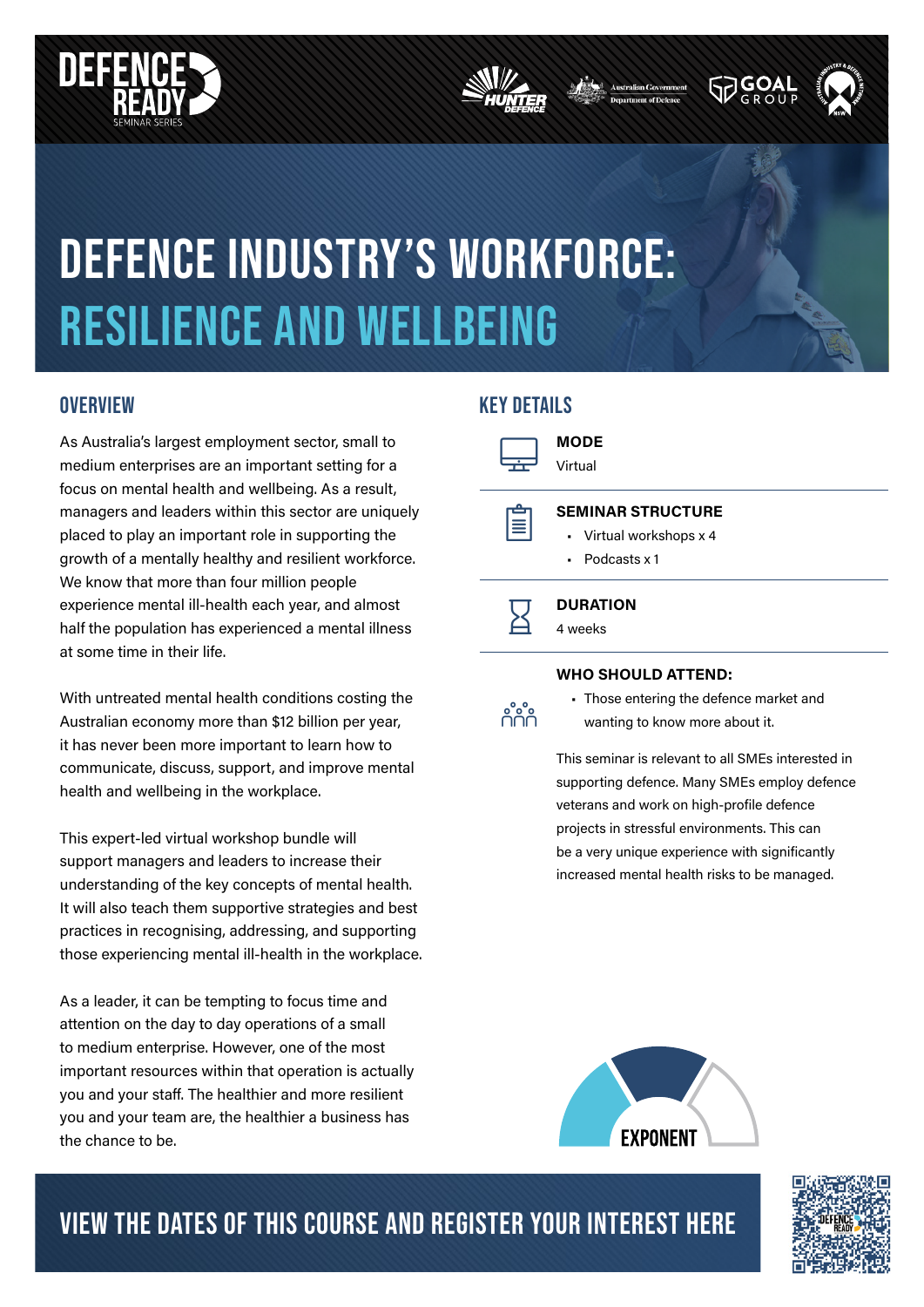DEFENCE READY SEMINAR SERIES

# DEFENCE INDUSTRY'S WORKFORCE: RESILIENCE AND WELLBEING

## OVERVIEW

As Australia's largest employment sector, small to medium enterprises are an important setting for a focus on mental health and wellbeing. As a result, managers and leaders within this sector are uniquely placed to play an important role in supporting the growth of a mentally healthy and resilient workforce. We know that more than four million people experience mental ill-health each year, and almost half the population has experienced a mental illness at some time in their life.

With untreated mental health conditions costing the Australian economy more than $12 billion per year, it has never been more important to learn how to communicate, discuss, support, and improve mental health and wellbeing in the workplace.

This expert-led virtual workshop bundle will support managers and leaders to increase their understanding of the key concepts of mental health. It will also teach them supportive strategies and best practices in recognising, addressing, and supporting those experiencing mental ill-health in the workplace.

As a leader, it can be tempting to focus time and attention on the day to day operations of a small to medium enterprise. However, one of the most important resources within that operation is actually you and your staff. The healthier and more resilient you and your team are, the healthier a business has the chance to be.

## KEY DETAILS

**MODE**

Virtual

**SEMINAR STRUCTURE**

- Virtual workshops x 4
- Podcasts x 1

**DURATION**

4 weeks

**WHO SHOULD ATTEND:**

- Those entering the defence market and wanting to know more about it.

This seminar is relevant to all SMEs interested in supporting defence. Many SMEs employ defence veterans and work on high-profile defence projects in stressful environments. This can be a very unique experience with significantly increased mental health risks to be managed.

EXPONENT

## VIEW THE DATES OF THIS COURSE AND REGISTER YOUR INTEREST HERE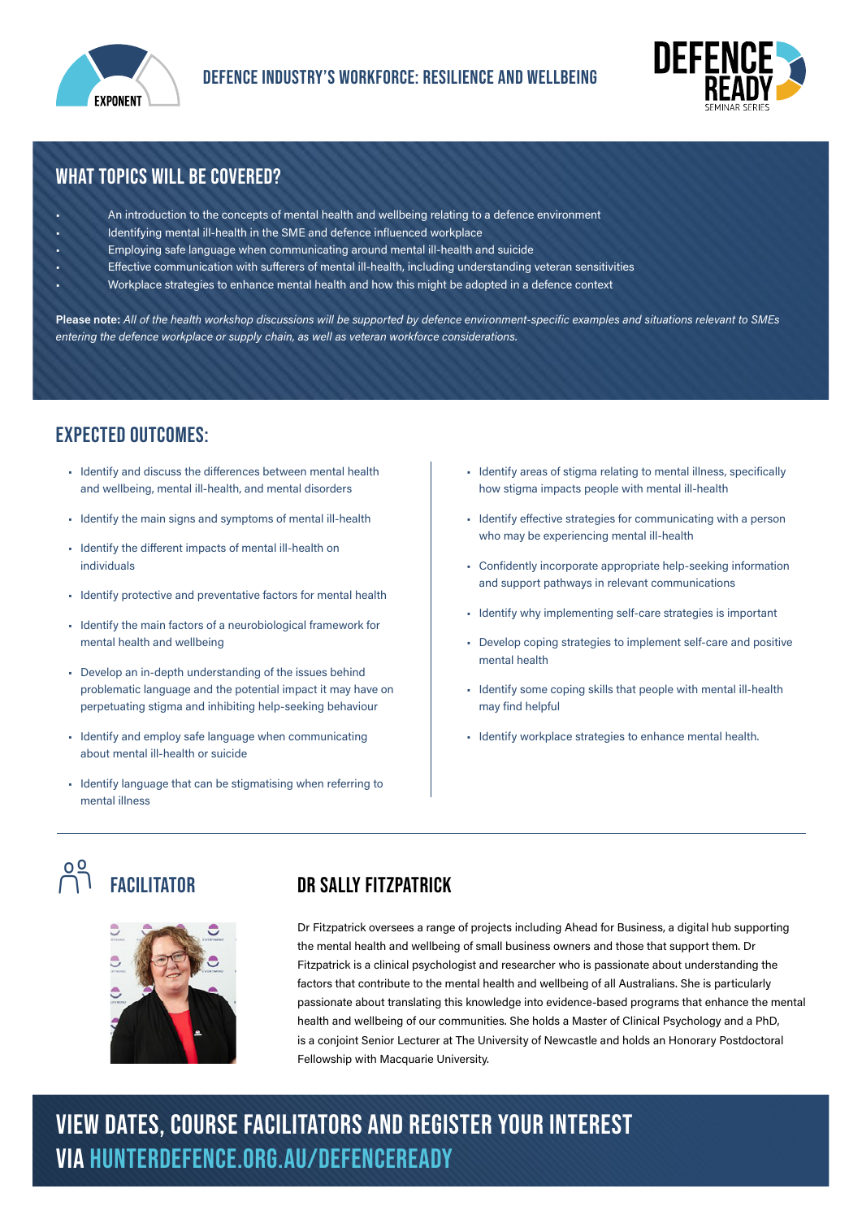# DEFENCE INDUSTRY'S WORKFORCE: RESILIENCE AND WELLBEING

## WHAT TOPICS WILL BE COVERED?

- An introduction to the concepts of mental health and wellbeing relating to a defence environment
- Identifying mental ill-health in the SME and defence influenced workplace
- Employing safe language when communicating around mental ill-health and suicide
- Effective communication with sufferers of mental ill-health, including understanding veteran sensitivities
- Workplace strategies to enhance mental health and how this might be adopted in a defence context

**Please note:** *All of the health workshop discussions will be supported by defence environment-specific examples and situations relevant to SMEs entering the defence workplace or supply chain, as well as veteran workforce considerations.*

## EXPECTED OUTCOMES:

- Identify and discuss the differences between mental health and wellbeing, mental ill-health, and mental disorders
- Identify the main signs and symptoms of mental ill-health
- Identify the different impacts of mental ill-health on individuals
- Identify protective and preventative factors for mental health
- Identify the main factors of a neurobiological framework for mental health and wellbeing
- Develop an in-depth understanding of the issues behind problematic language and the potential impact it may have on perpetuating stigma and inhibiting help-seeking behaviour
- Identify and employ safe language when communicating about mental ill-health or suicide
- Identify language that can be stigmatising when referring to mental illness
- Identify areas of stigma relating to mental illness, specifically how stigma impacts people with mental ill-health
- Identify effective strategies for communicating with a person who may be experiencing mental ill-health
- Confidently incorporate appropriate help-seeking information and support pathways in relevant communications
- Identify why implementing self-care strategies is important
- Develop coping strategies to implement self-care and positive mental health
- Identify some coping skills that people with mental ill-health may find helpful
- Identify workplace strategies to enhance mental health.

## FACILITATOR

### DR SALLY FITZPATRICK

Dr Fitzpatrick oversees a range of projects including Ahead for Business, a digital hub supporting the mental health and wellbeing of small business owners and those that support them. Dr Fitzpatrick is a clinical psychologist and researcher who is passionate about understanding the factors that contribute to the mental health and wellbeing of all Australians. She is particularly passionate about translating this knowledge into evidence-based programs that enhance the mental health and wellbeing of our communities. She holds a Master of Clinical Psychology and a PhD, is a conjoint Senior Lecturer at The University of Newcastle and holds an Honorary Postdoctoral Fellowship with Macquarie University.

## VIEW DATES, COURSE FACILITATORS AND REGISTER YOUR INTEREST VIA HUNTERDEFENCE.ORG.AU/DEFENCEREADY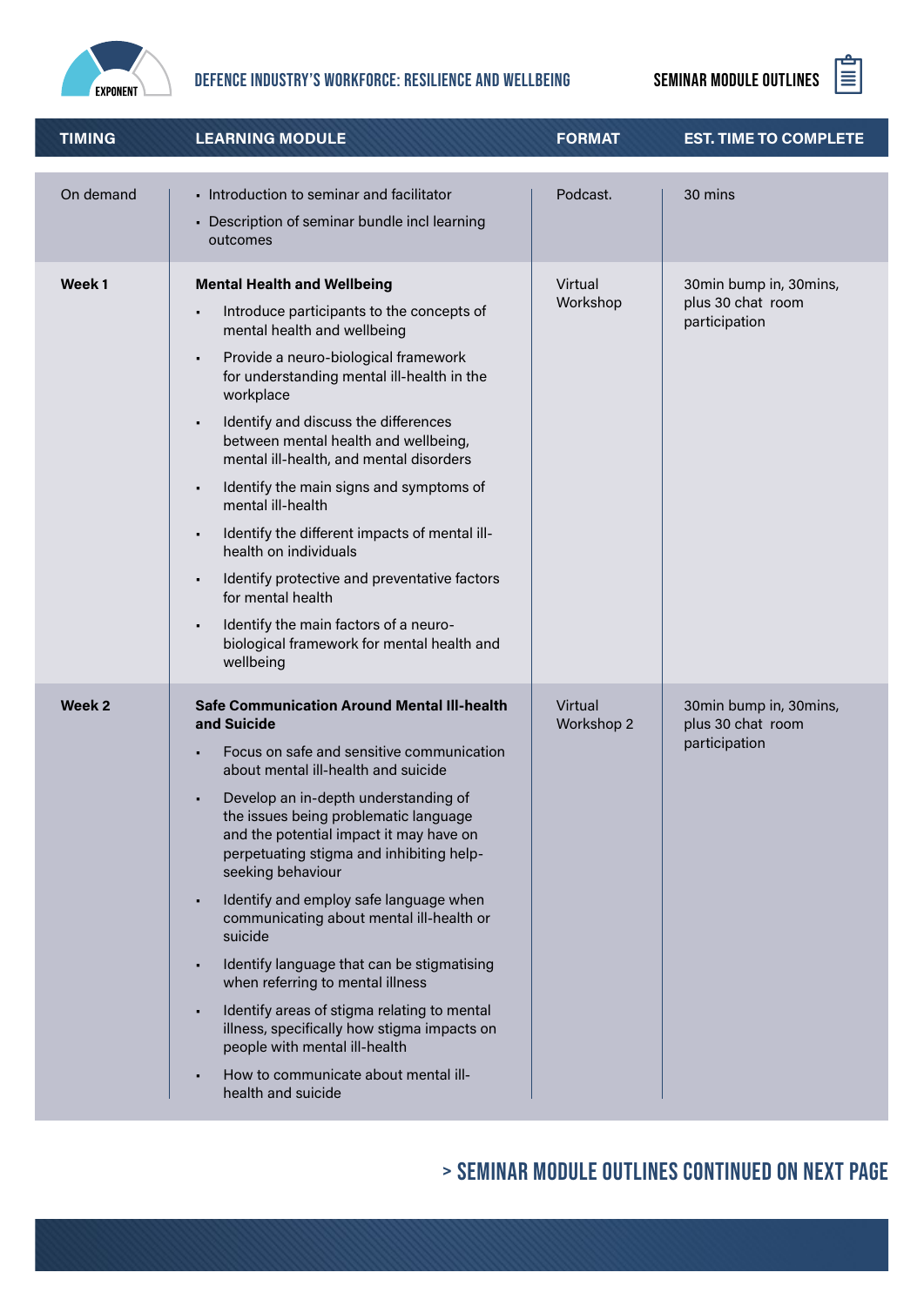| TIMING | LEARNING MODULE | FORMAT | EST. TIME TO COMPLETE |
|---|---|---|---|
| On demand | • Introduction to seminar and facilitator<br>• Description of seminar bundle incl learning outcomes | Podcast. | 30 mins |
| **Week 1** | **Mental Health and Wellbeing**<br>• Introduce participants to the concepts of mental health and wellbeing<br>• Provide a neuro-biological framework for understanding mental ill-health in the workplace<br>• Identify and discuss the differences between mental health and wellbeing, mental ill-health, and mental disorders<br>• Identify the main signs and symptoms of mental ill-health<br>• Identify the different impacts of mental ill-health on individuals<br>• Identify protective and preventative factors for mental health<br>• Identify the main factors of a neuro-biological framework for mental health and wellbeing | Virtual Workshop | 30min bump in, 30mins, plus 30 chat room participation |
| **Week 2** | **Safe Communication Around Mental Ill-health and Suicide**<br>• Focus on safe and sensitive communication about mental ill-health and suicide<br>• Develop an in-depth understanding of the issues being problematic language and the potential impact it may have on perpetuating stigma and inhibiting help-seeking behaviour<br>• Identify and employ safe language when communicating about mental ill-health or suicide<br>• Identify language that can be stigmatising when referring to mental illness<br>• Identify areas of stigma relating to mental illness, specifically how stigma impacts on people with mental ill-health<br>• How to communicate about mental ill-health and suicide | Virtual Workshop 2 | 30min bump in, 30mins, plus 30 chat room participation |

> SEMINAR MODULE OUTLINES CONTINUED ON NEXT PAGE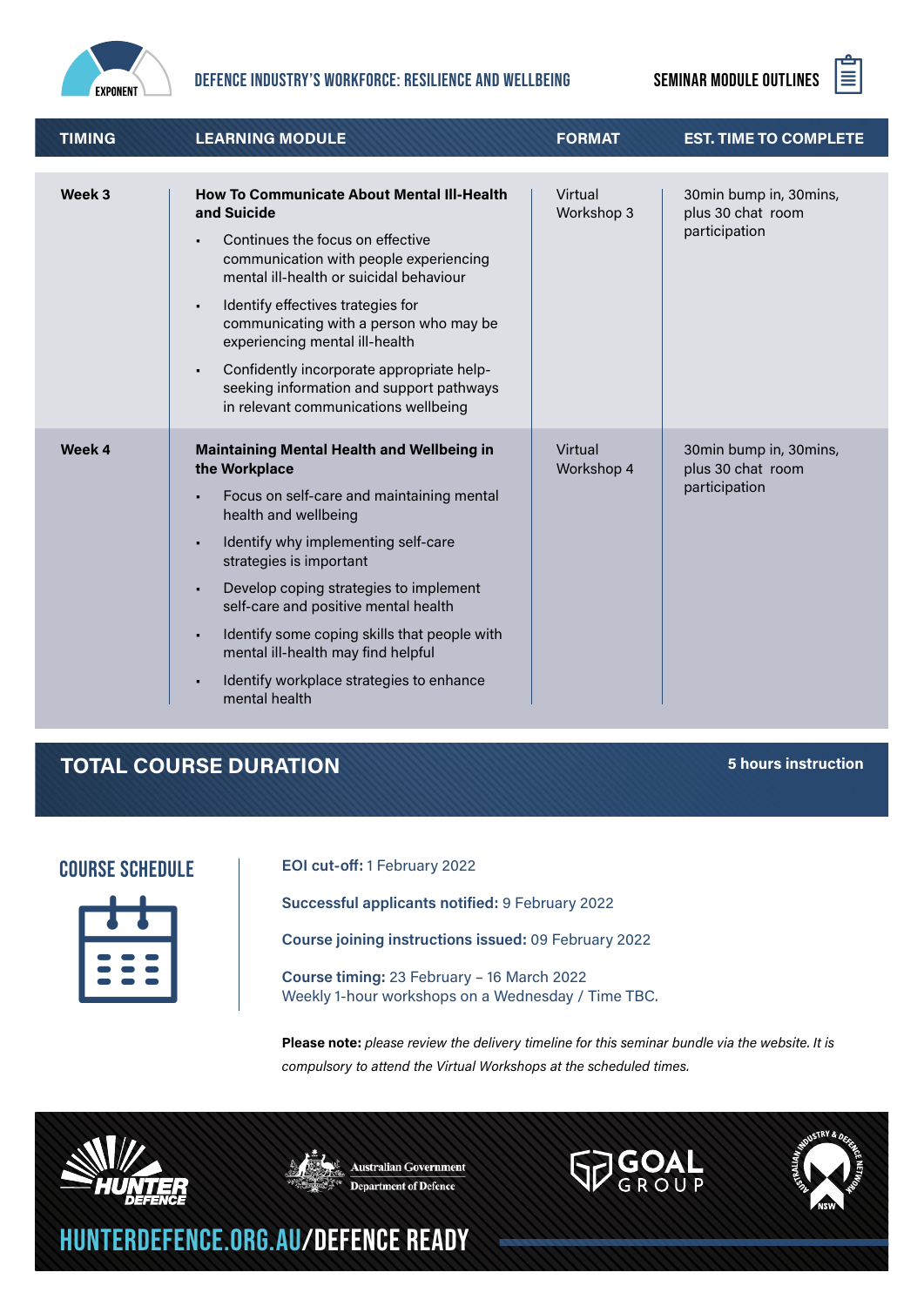| TIMING | LEARNING MODULE | FORMAT | EST. TIME TO COMPLETE |
|---|---|---|---|
| Week 3 | **How To Communicate About Mental Ill-Health and Suicide**<br>▪ Continues the focus on effective communication with people experiencing mental ill-health or suicidal behaviour<br>▪ Identify effectives trategies for communicating with a person who may be experiencing mental ill-health<br>▪ Confidently incorporate appropriate help-seeking information and support pathways in relevant communications wellbeing | Virtual Workshop 3 | 30min bump in, 30mins, plus 30 chat room participation |
| Week 4 | **Maintaining Mental Health and Wellbeing in the Workplace**<br>▪ Focus on self-care and maintaining mental health and wellbeing<br>▪ Identify why implementing self-care strategies is important<br>▪ Develop coping strategies to implement self-care and positive mental health<br>▪ Identify some coping skills that people with mental ill-health may find helpful<br>▪ Identify workplace strategies to enhance mental health | Virtual Workshop 4 | 30min bump in, 30mins, plus 30 chat room participation |

## TOTAL COURSE DURATION

**5 hours instruction**

## COURSE SCHEDULE

**EOI cut-off:** 1 February 2022

**Successful applicants notified:** 9 February 2022

**Course joining instructions issued:** 09 February 2022

**Course timing:** 23 February – 16 March 2022
Weekly 1-hour workshops on a Wednesday / Time TBC.

**Please note:** *please review the delivery timeline for this seminar bundle via the website. It is compulsory to attend the Virtual Workshops at the scheduled times.*

HUNTERDEFENCE.ORG.AU/DEFENCE READY